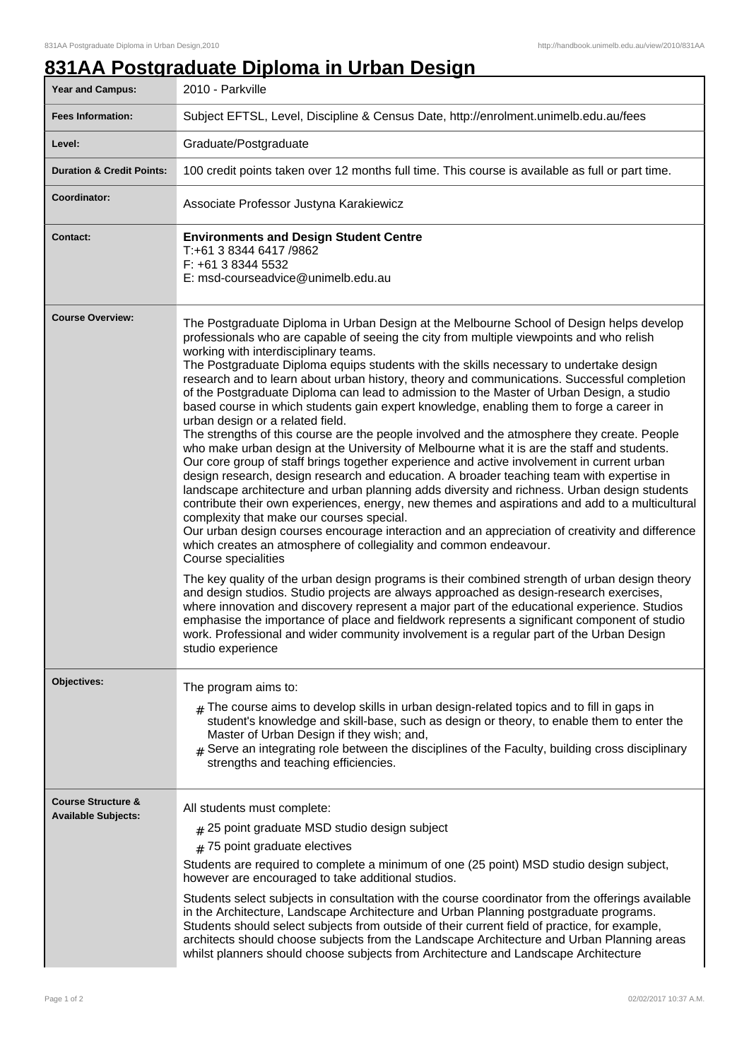# 831AA Postgraduate Diploma in Urban Design

| Year and Campus: | 2010 - Parkville |
| --- | --- |
| Fees Information: | Subject EFTSL, Level, Discipline & Census Date, http://enrolment.unimelb.edu.au/fees |
| Level: | Graduate/Postgraduate |
| Duration & Credit Points: | 100 credit points taken over 12 months full time. This course is available as full or part time. |
| Coordinator: | Associate Professor Justyna Karakiewicz |
| Contact: | **Environments and Design Student Centre**<br>T:+61 3 8344 6417 /9862<br>F: +61 3 8344 5532<br>E: msd-courseadvice@unimelb.edu.au |
| Course Overview: | The Postgraduate Diploma in Urban Design at the Melbourne School of Design helps develop professionals who are capable of seeing the city from multiple viewpoints and who relish working with interdisciplinary teams.<br>The Postgraduate Diploma equips students with the skills necessary to undertake design research and to learn about urban history, theory and communications. Successful completion of the Postgraduate Diploma can lead to admission to the Master of Urban Design, a studio based course in which students gain expert knowledge, enabling them to forge a career in urban design or a related field.<br>The strengths of this course are the people involved and the atmosphere they create. People who make urban design at the University of Melbourne what it is are the staff and students. Our core group of staff brings together experience and active involvement in current urban design research, design research and education. A broader teaching team with expertise in landscape architecture and urban planning adds diversity and richness. Urban design students contribute their own experiences, energy, new themes and aspirations and add to a multicultural complexity that make our courses special.<br>Our urban design courses encourage interaction and an appreciation of creativity and difference which creates an atmosphere of collegiality and common endeavour.<br>Course specialities<br><br>The key quality of the urban design programs is their combined strength of urban design theory and design studios. Studio projects are always approached as design-research exercises, where innovation and discovery represent a major part of the educational experience. Studios emphasise the importance of place and fieldwork represents a significant component of studio work. Professional and wider community involvement is a regular part of the Urban Design studio experience |
| Objectives: | The program aims to:<br># The course aims to develop skills in urban design-related topics and to fill in gaps in student's knowledge and skill-base, such as design or theory, to enable them to enter the Master of Urban Design if they wish; and,<br># Serve an integrating role between the disciplines of the Faculty, building cross disciplinary strengths and teaching efficiencies. |
| Course Structure & Available Subjects: | All students must complete:<br># 25 point graduate MSD studio design subject<br># 75 point graduate electives<br><br>Students are required to complete a minimum of one (25 point) MSD studio design subject, however are encouraged to take additional studios.<br><br>Students select subjects in consultation with the course coordinator from the offerings available in the Architecture, Landscape Architecture and Urban Planning postgraduate programs. Students should select subjects from outside of their current field of practice, for example, architects should choose subjects from the Landscape Architecture and Urban Planning areas whilst planners should choose subjects from Architecture and Landscape Architecture |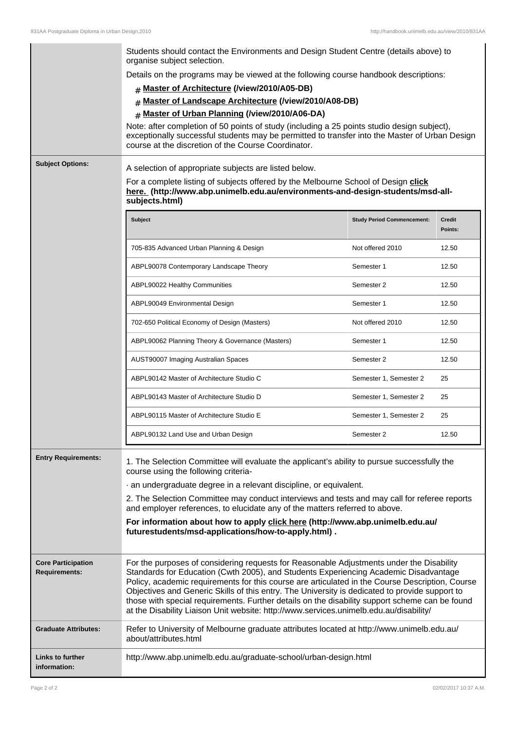Students should contact the Environments and Design Student Centre (details above) to organise subject selection.

Details on the programs may be viewed at the following course handbook descriptions:

- **Master of Architecture (/view/2010/A05-DB)**
- **Master of Landscape Architecture (/view/2010/A08-DB)**
- **Master of Urban Planning (/view/2010/A06-DA)**

Note: after completion of 50 points of study (including a 25 points studio design subject), exceptionally successful students may be permitted to transfer into the Master of Urban Design course at the discretion of the Course Coordinator.

**Subject Options:**

A selection of appropriate subjects are listed below.

For a complete listing of subjects offered by the Melbourne School of Design **click here. (http://www.abp.unimelb.edu.au/environments-and-design-students/msd-all-subjects.html)**

| Subject | Study Period Commencement: | Credit Points: |
|---|---|---|
| 705-835 Advanced Urban Planning & Design | Not offered 2010 | 12.50 |
| ABPL90078 Contemporary Landscape Theory | Semester 1 | 12.50 |
| ABPL90022 Healthy Communities | Semester 2 | 12.50 |
| ABPL90049 Environmental Design | Semester 1 | 12.50 |
| 702-650 Political Economy of Design (Masters) | Not offered 2010 | 12.50 |
| ABPL90062 Planning Theory & Governance (Masters) | Semester 1 | 12.50 |
| AUST90007 Imaging Australian Spaces | Semester 2 | 12.50 |
| ABPL90142 Master of Architecture Studio C | Semester 1, Semester 2 | 25 |
| ABPL90143 Master of Architecture Studio D | Semester 1, Semester 2 | 25 |
| ABPL90115 Master of Architecture Studio E | Semester 1, Semester 2 | 25 |
| ABPL90132 Land Use and Urban Design | Semester 2 | 12.50 |

**Entry Requirements:**

1. The Selection Committee will evaluate the applicant's ability to pursue successfully the course using the following criteria-

· an undergraduate degree in a relevant discipline, or equivalent.

2. The Selection Committee may conduct interviews and tests and may call for referee reports and employer references, to elucidate any of the matters referred to above.

**For information about how to apply click here (http://www.abp.unimelb.edu.au/futurestudents/msd-applications/how-to-apply.html) .**

**Core Participation Requirements:**

For the purposes of considering requests for Reasonable Adjustments under the Disability Standards for Education (Cwth 2005), and Students Experiencing Academic Disadvantage Policy, academic requirements for this course are articulated in the Course Description, Course Objectives and Generic Skills of this entry. The University is dedicated to provide support to those with special requirements. Further details on the disability support scheme can be found at the Disability Liaison Unit website: http://www.services.unimelb.edu.au/disability/

**Graduate Attributes:**

Refer to University of Melbourne graduate attributes located at http://www.unimelb.edu.au/about/attributes.html

**Links to further information:**

http://www.abp.unimelb.edu.au/graduate-school/urban-design.html